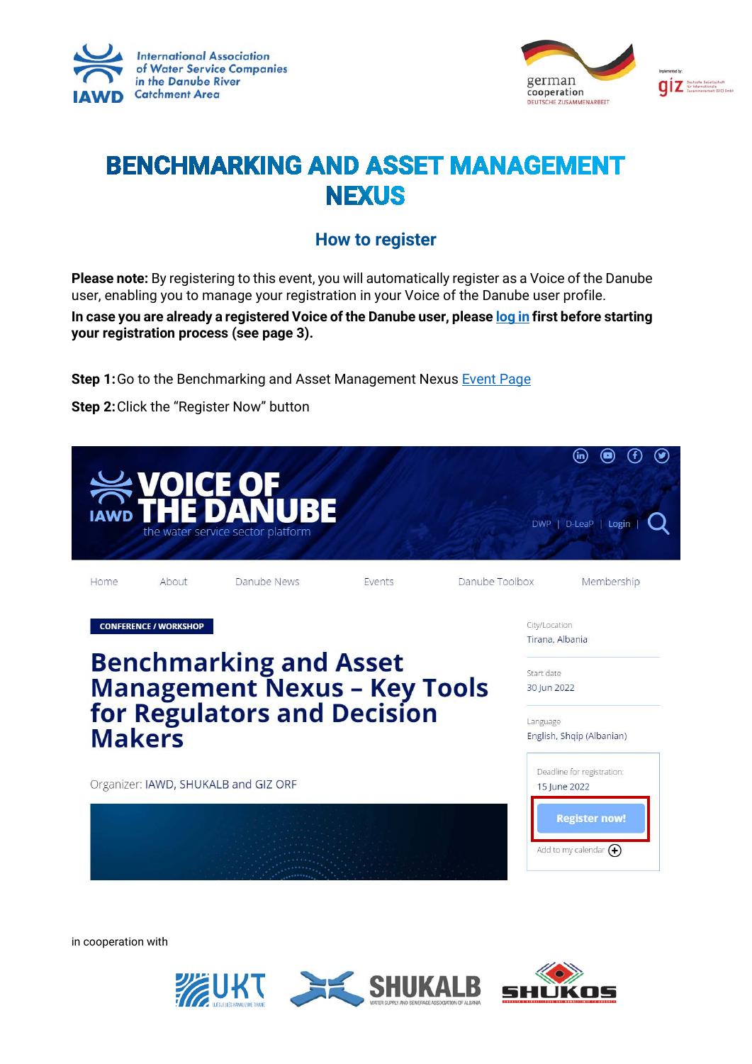# BENCHMARKING AND ASSET MANAGEMENT NEXUS

## How to register

**Please note:** By registering to this event, you will automatically register as a Voice of the Danube user, enabling you to manage your registration in your Voice of the Danube user profile.

**In case you are already a registered Voice of the Danube user, please log in first before starting your registration process (see page 3).**

**Step 1:** Go to the Benchmarking and Asset Management Nexus Event Page

**Step 2:** Click the "Register Now" button

in cooperation with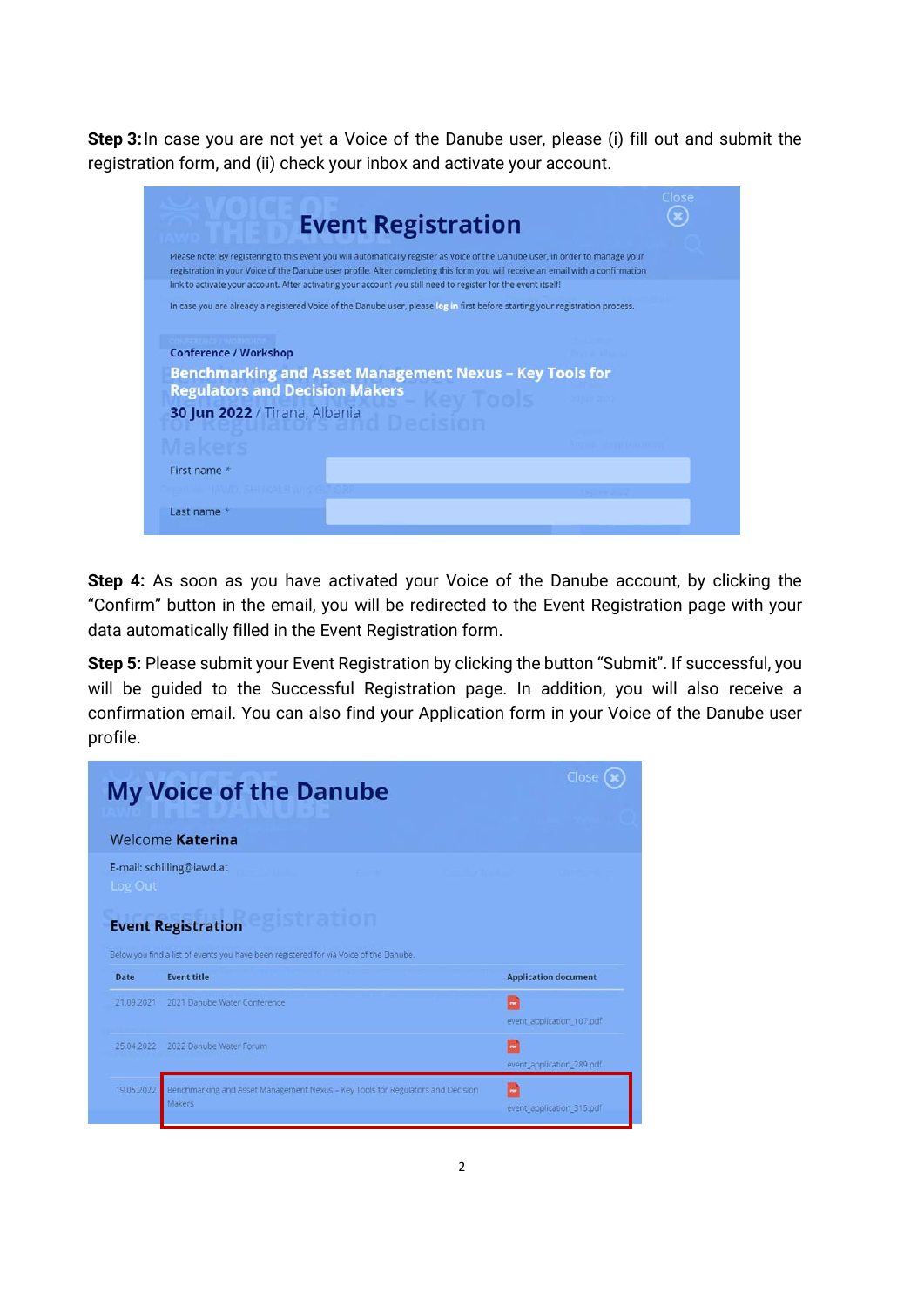**Step 3:** In case you are not yet a Voice of the Danube user, please (i) fill out and submit the registration form, and (ii) check your inbox and activate your account.

**Step 4:** As soon as you have activated your Voice of the Danube account, by clicking the "Confirm" button in the email, you will be redirected to the Event Registration page with your data automatically filled in the Event Registration form.

**Step 5:** Please submit your Event Registration by clicking the button "Submit". If successful, you will be guided to the Successful Registration page. In addition, you will also receive a confirmation email. You can also find your Application form in your Voice of the Danube user profile.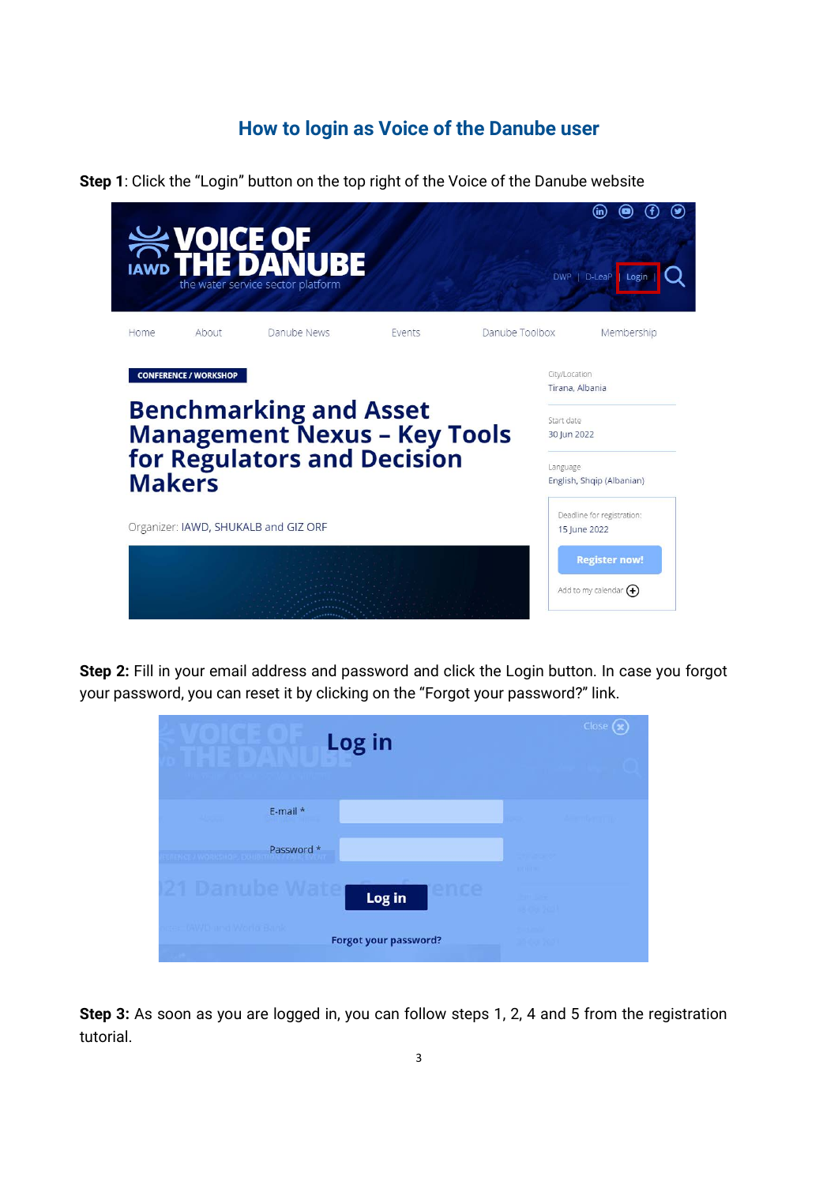# How to login as Voice of the Danube user

**Step 1**: Click the "Login" button on the top right of the Voice of the Danube website

**Step 2:** Fill in your email address and password and click the Login button. In case you forgot your password, you can reset it by clicking on the "Forgot your password?" link.

**Step 3:** As soon as you are logged in, you can follow steps 1, 2, 4 and 5 from the registration tutorial.